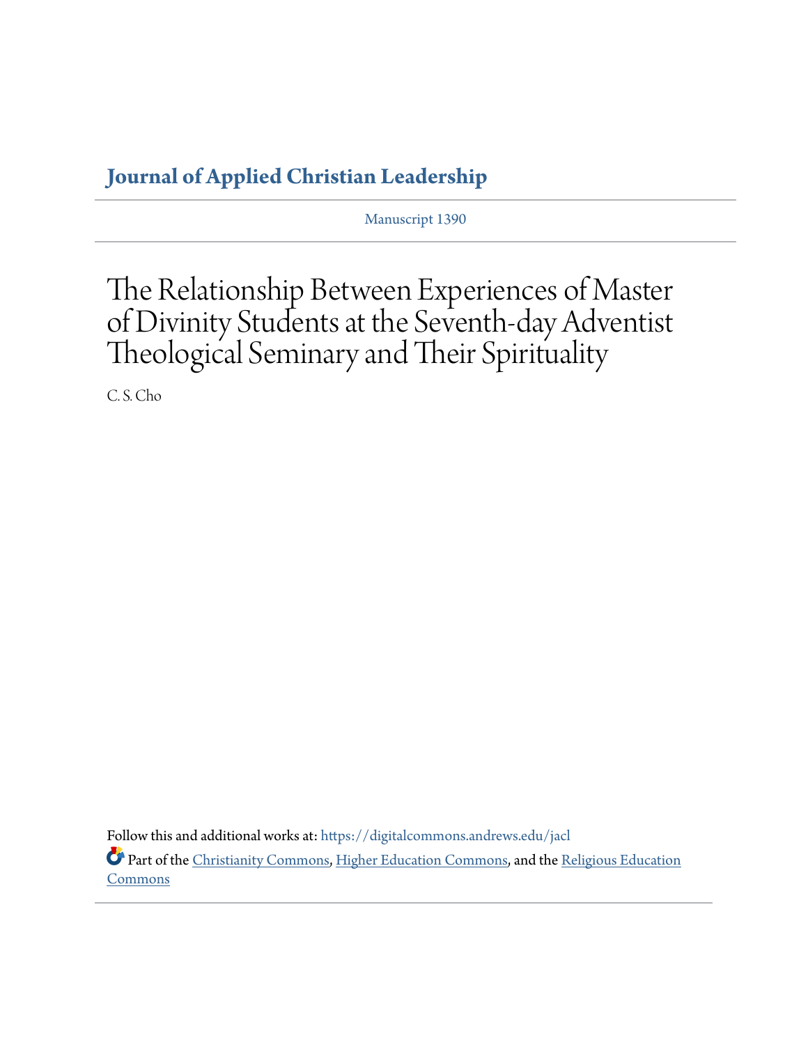**Journal of Applied Christian Leadership**

Manuscript 1390

# The Relationship Between Experiences of Master of Divinity Students at the Seventh-day Adventist Theological Seminary and Their Spirituality

C. S. Cho

Follow this and additional works at: https://digitalcommons.andrews.edu/jacl

Part of the Christianity Commons, Higher Education Commons, and the Religious Education Commons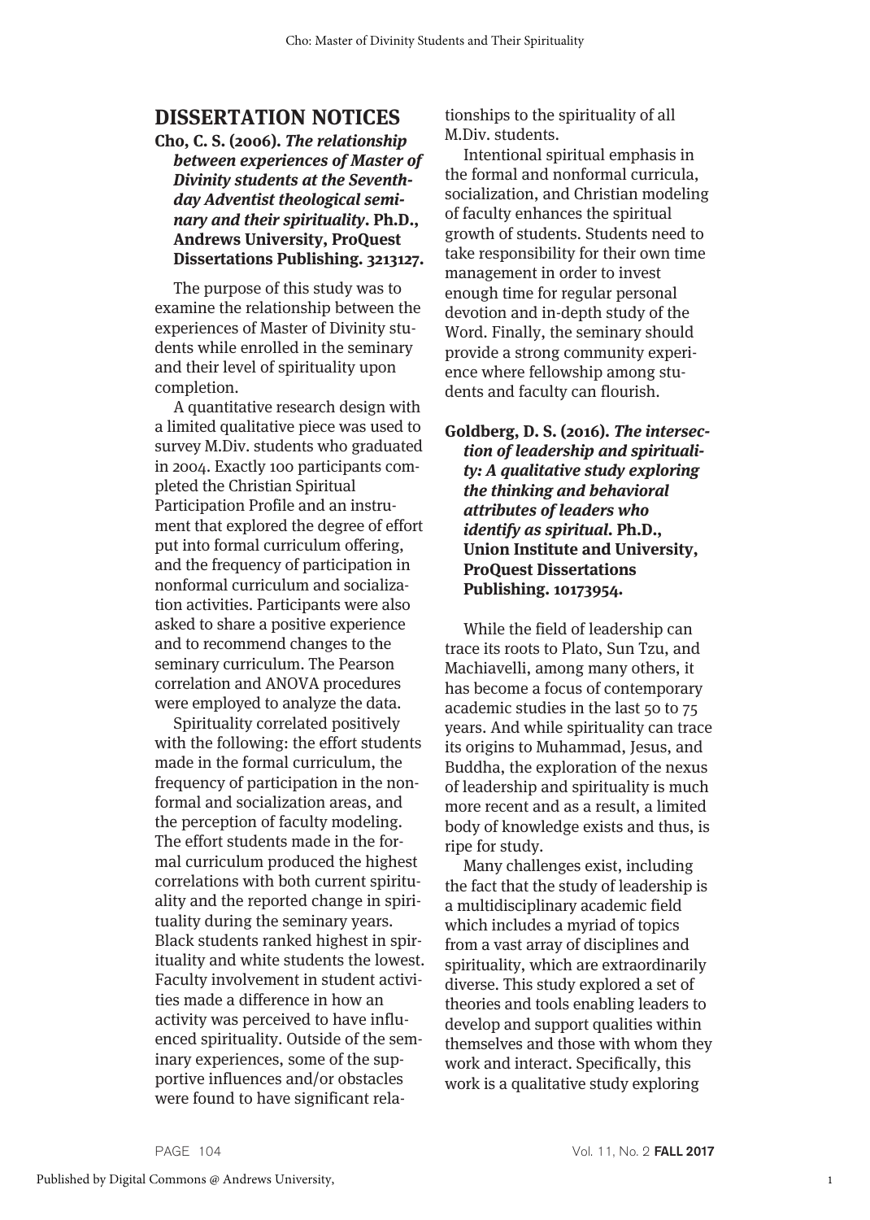# DISSERTATION NOTICES

**Cho, C. S. (2006). *The relationship between experiences of Master of Divinity students at the Seventh-day Adventist theological seminary and their spirituality*. Ph.D., Andrews University, ProQuest Dissertations Publishing. 3213127.**

The purpose of this study was to examine the relationship between the experiences of Master of Divinity students while enrolled in the seminary and their level of spirituality upon completion.

A quantitative research design with a limited qualitative piece was used to survey M.Div. students who graduated in 2004. Exactly 100 participants completed the Christian Spiritual Participation Profile and an instrument that explored the degree of effort put into formal curriculum offering, and the frequency of participation in nonformal curriculum and socialization activities. Participants were also asked to share a positive experience and to recommend changes to the seminary curriculum. The Pearson correlation and ANOVA procedures were employed to analyze the data.

Spirituality correlated positively with the following: the effort students made in the formal curriculum, the frequency of participation in the nonformal and socialization areas, and the perception of faculty modeling. The effort students made in the formal curriculum produced the highest correlations with both current spirituality and the reported change in spirituality during the seminary years. Black students ranked highest in spirituality and white students the lowest. Faculty involvement in student activities made a difference in how an activity was perceived to have influenced spirituality. Outside of the seminary experiences, some of the supportive influences and/or obstacles were found to have significant relationships to the spirituality of all M.Div. students.

Intentional spiritual emphasis in the formal and nonformal curricula, socialization, and Christian modeling of faculty enhances the spiritual growth of students. Students need to take responsibility for their own time management in order to invest enough time for regular personal devotion and in-depth study of the Word. Finally, the seminary should provide a strong community experience where fellowship among students and faculty can flourish.

**Goldberg, D. S. (2016). *The intersection of leadership and spirituality: A qualitative study exploring the thinking and behavioral attributes of leaders who identify as spiritual*. Ph.D., Union Institute and University, ProQuest Dissertations Publishing. 10173954.**

While the field of leadership can trace its roots to Plato, Sun Tzu, and Machiavelli, among many others, it has become a focus of contemporary academic studies in the last 50 to 75 years. And while spirituality can trace its origins to Muhammad, Jesus, and Buddha, the exploration of the nexus of leadership and spirituality is much more recent and as a result, a limited body of knowledge exists and thus, is ripe for study.

Many challenges exist, including the fact that the study of leadership is a multidisciplinary academic field which includes a myriad of topics from a vast array of disciplines and spirituality, which are extraordinarily diverse. This study explored a set of theories and tools enabling leaders to develop and support qualities within themselves and those with whom they work and interact. Specifically, this work is a qualitative study exploring